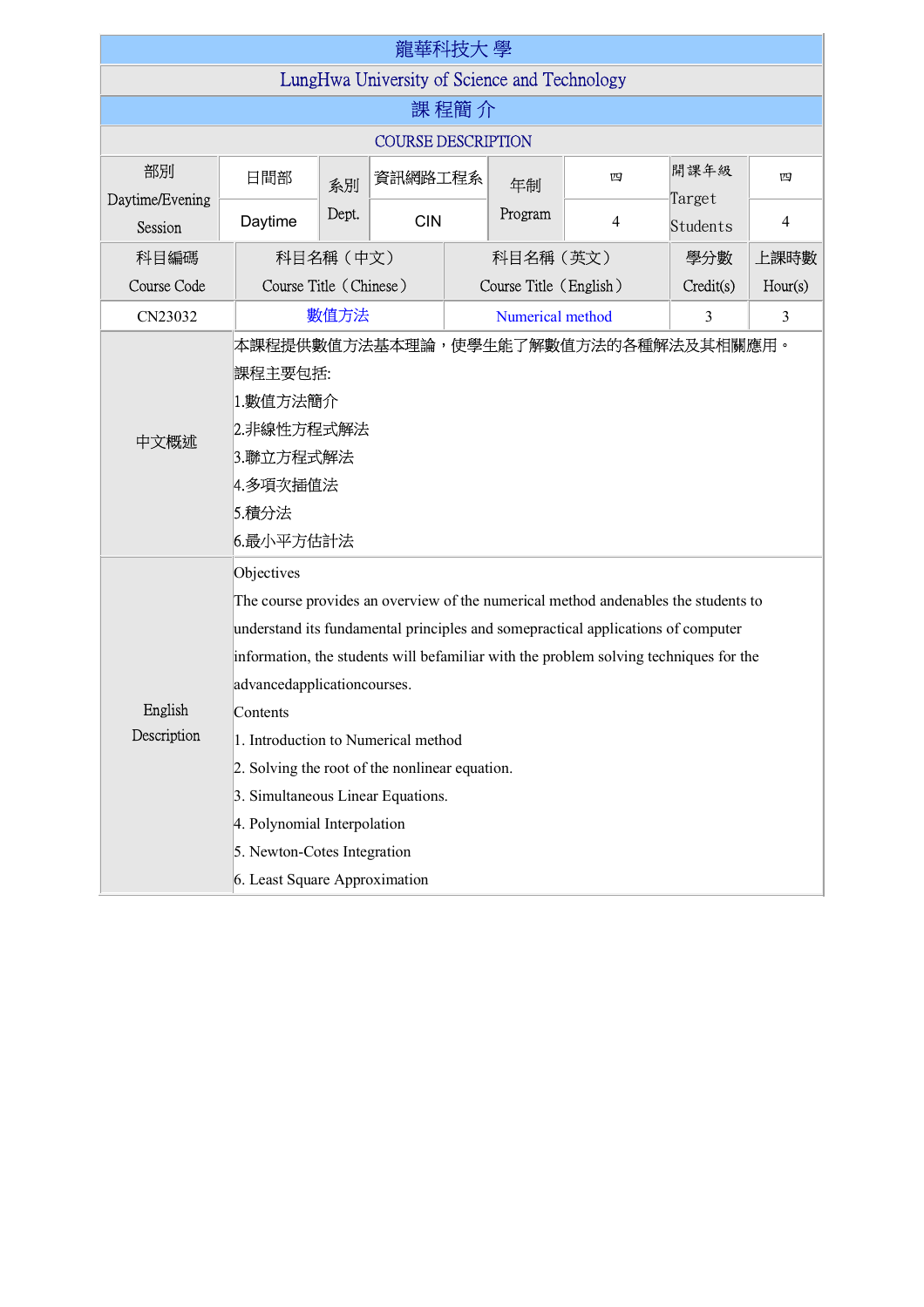# 龍華科技大 學

## LungHwa University of Science and Technology

## 課 程簡 介

## COURSE DESCRIPTION

| 部別 Daytime/Evening Session | 日間部 Daytime | 系別 Dept. | 資訊網路工程系 CIN | 年制 Program | 四 4 | 開課年級 Target Students | 四 4 |
|---|---|---|---|---|---|---|---|

| 科目編碼 Course Code | 科目名稱（中文） Course Title（Chinese） | 科目名稱（英文） Course Title（English） | 學分數 Credit(s) | 上課時數 Hour(s) |
|---|---|---|---|---|
| CN23032 | 數值方法 | Numerical method | 3 | 3 |

| | |
|---|---|
| 中文概述 | 本課程提供數值方法基本理論，使學生能了解數值方法的各種解法及其相關應用。<br>課程主要包括:<br>1.數值方法簡介<br>2.非線性方程式解法<br>3.聯立方程式解法<br>4.多項次插值法<br>5.積分法<br>6.最小平方估計法 |
| English Description | Objectives<br>The course provides an overview of the numerical method andenables the students to understand its fundamental principles and somepractical applications of computer information, the students will befamiliar with the problem solving techniques for the advancedapplicationcourses.<br>Contents<br>1. Introduction to Numerical method<br>2. Solving the root of the nonlinear equation.<br>3. Simultaneous Linear Equations.<br>4. Polynomial Interpolation<br>5. Newton-Cotes Integration<br>6. Least Square Approximation |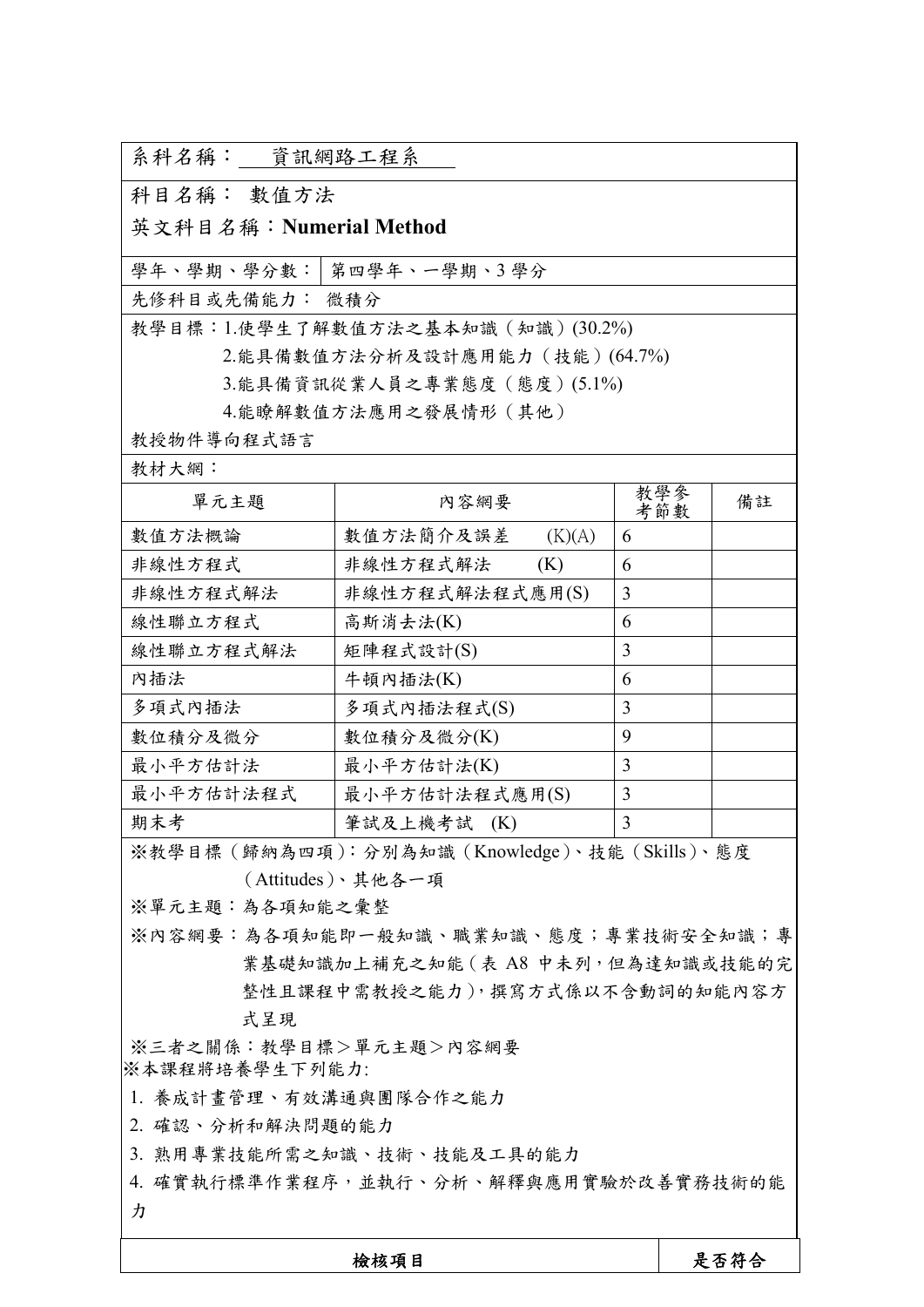系科名稱：資訊網路工程系

科目名稱：數值方法

英文科目名稱：**Numerial Method**

| 學年、學期、學分數： | 第四學年、一學期、3 學分 |
|---|---|

先修科目或先備能力：微積分

教學目標：1.使學生了解數值方法之基本知識（知識）(30.2%)

2.能具備數值方法分析及設計應用能力（技能）(64.7%)

3.能具備資訊從業人員之專業態度（態度）(5.1%)

4.能瞭解數值方法應用之發展情形（其他）

教授物件導向程式語言

教材大綱：

| 單元主題 | 內容綱要 | 教學參考節數 | 備註 |
|---|---|---|---|
| 數值方法概論 | 數值方法簡介及誤差 (K)(A) | 6 | |
| 非線性方程式 | 非線性方程式解法 (K) | 6 | |
| 非線性方程式解法 | 非線性方程式解法程式應用(S) | 3 | |
| 線性聯立方程式 | 高斯消去法(K) | 6 | |
| 線性聯立方程式解法 | 矩陣程式設計(S) | 3 | |
| 內插法 | 牛頓內插法(K) | 6 | |
| 多項式內插法 | 多項式內插法程式(S) | 3 | |
| 數位積分及微分 | 數位積分及微分(K) | 9 | |
| 最小平方估計法 | 最小平方估計法(K) | 3 | |
| 最小平方估計法程式 | 最小平方估計法程式應用(S) | 3 | |
| 期末考 | 筆試及上機考試 (K) | 3 | |

※教學目標（歸納為四項）：分別為知識（Knowledge）、技能（Skills）、態度（Attitudes）、其他各一項

※單元主題：為各項知能之彙整

※內容綱要：為各項知能即一般知識、職業知識、態度；專業技術安全知識；專業基礎知識加上補充之知能（表 A8 中未列，但為達知識或技能的完整性且課程中需教授之能力），撰寫方式係以不含動詞的知能內容方式呈現

※三者之關係：教學目標＞單元主題＞內容綱要

※本課程將培養學生下列能力:

1. 養成計畫管理、有效溝通與團隊合作之能力
2. 確認、分析和解決問題的能力
3. 熟用專業技能所需之知識、技術、技能及工具的能力
4. 確實執行標準作業程序，並執行、分析、解釋與應用實驗於改善實務技術的能力

| **檢核項目** | **是否符合** |
|---|---|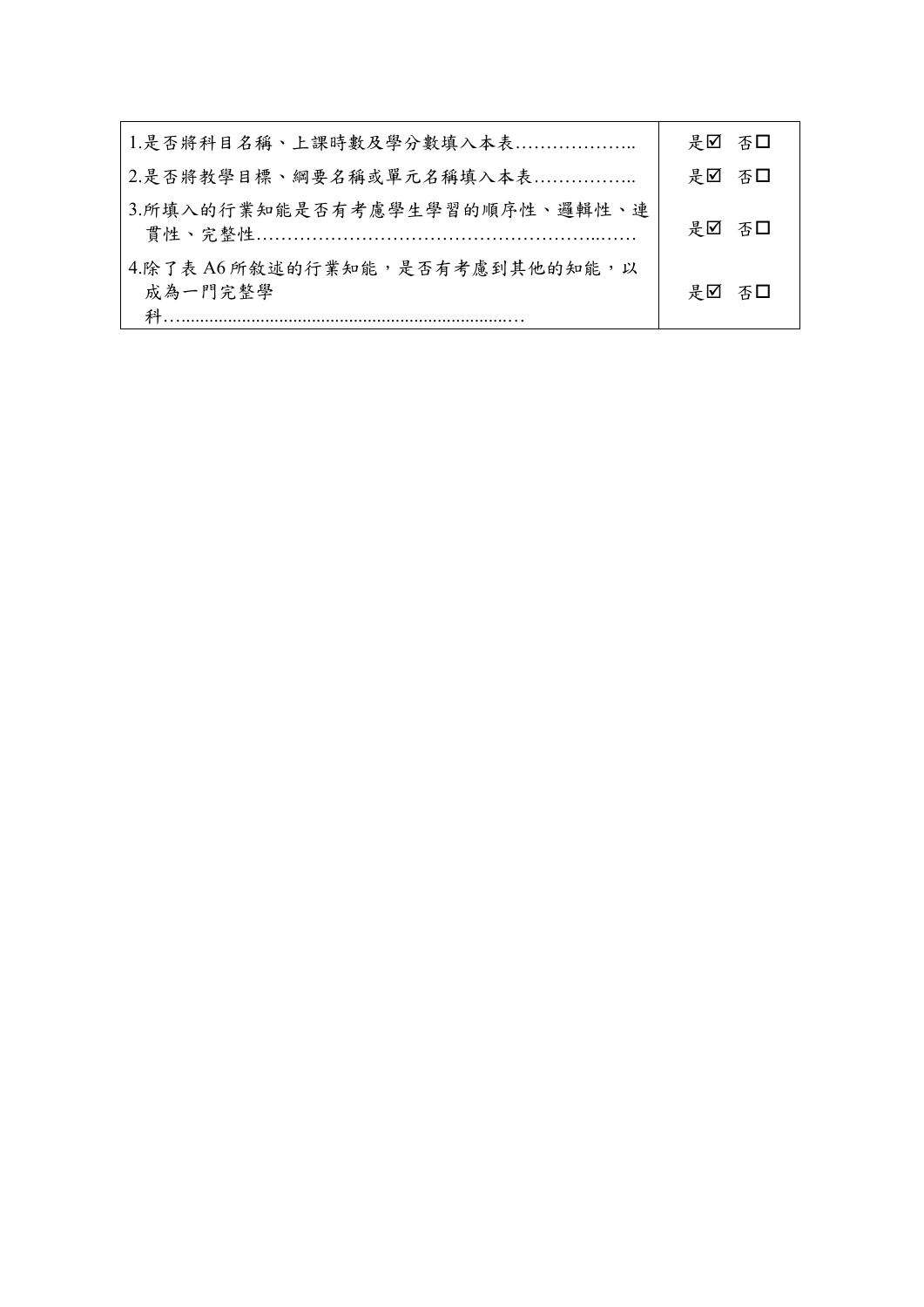| | |
|---|---|
| 1.是否將科目名稱、上課時數及學分數填入本表……………….. | 是☑ 否☐ |
| 2.是否將教學目標、綱要名稱或單元名稱填入本表…………….. | 是☑ 否☐ |
| 3.所填入的行業知能是否有考慮學生學習的順序性、邏輯性、連貫性、完整性……………………………………………...…… | 是☑ 否☐ |
| 4.除了表 A6 所敘述的行業知能，是否有考慮到其他的知能，以成為一門完整學科….....................................................................… | 是☑ 否☐ |